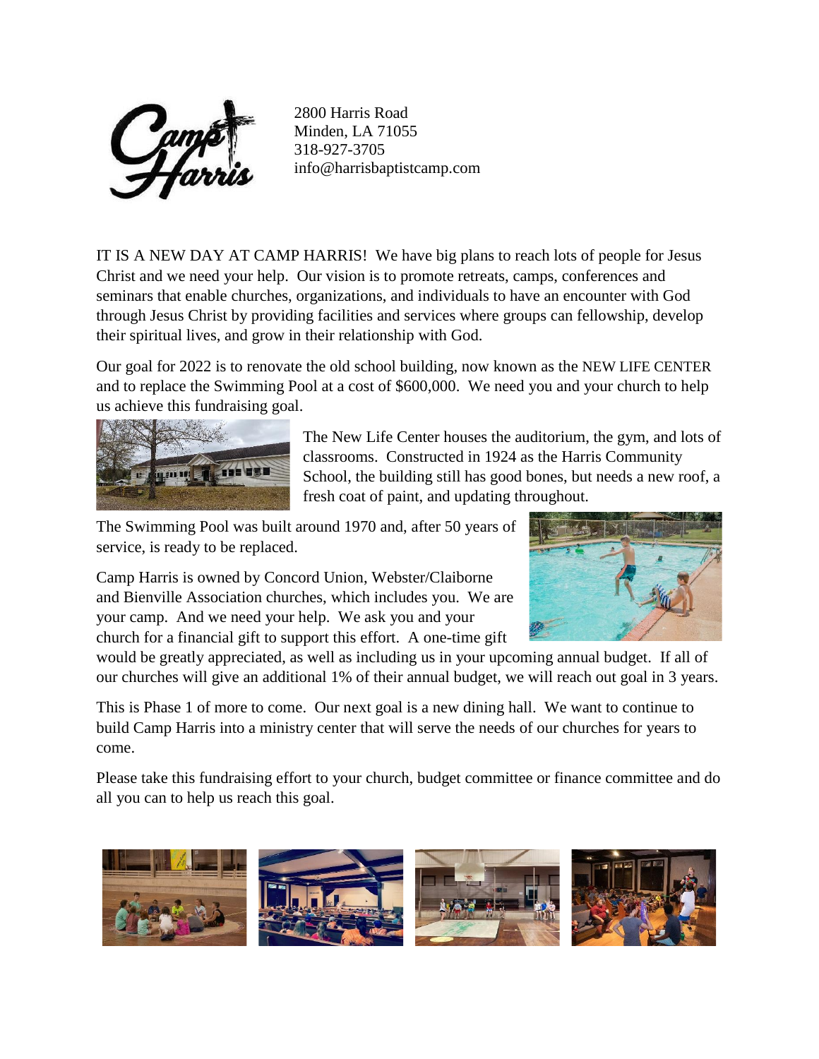Camp Harris

2800 Harris Road
Minden, LA 71055
318-927-3705
info@harrisbaptistcamp.com

IT IS A NEW DAY AT CAMP HARRIS! We have big plans to reach lots of people for Jesus Christ and we need your help. Our vision is to promote retreats, camps, conferences and seminars that enable churches, organizations, and individuals to have an encounter with God through Jesus Christ by providing facilities and services where groups can fellowship, develop their spiritual lives, and grow in their relationship with God.

Our goal for 2022 is to renovate the old school building, now known as the NEW LIFE CENTER and to replace the Swimming Pool at a cost of $600,000. We need you and your church to help us achieve this fundraising goal.

The New Life Center houses the auditorium, the gym, and lots of classrooms. Constructed in 1924 as the Harris Community School, the building still has good bones, but needs a new roof, a fresh coat of paint, and updating throughout.

The Swimming Pool was built around 1970 and, after 50 years of service, is ready to be replaced.

Camp Harris is owned by Concord Union, Webster/Claiborne and Bienville Association churches, which includes you. We are your camp. And we need your help. We ask you and your church for a financial gift to support this effort. A one-time gift would be greatly appreciated, as well as including us in your upcoming annual budget. If all of our churches will give an additional 1% of their annual budget, we will reach out goal in 3 years.

This is Phase 1 of more to come. Our next goal is a new dining hall. We want to continue to build Camp Harris into a ministry center that will serve the needs of our churches for years to come.

Please take this fundraising effort to your church, budget committee or finance committee and do all you can to help us reach this goal.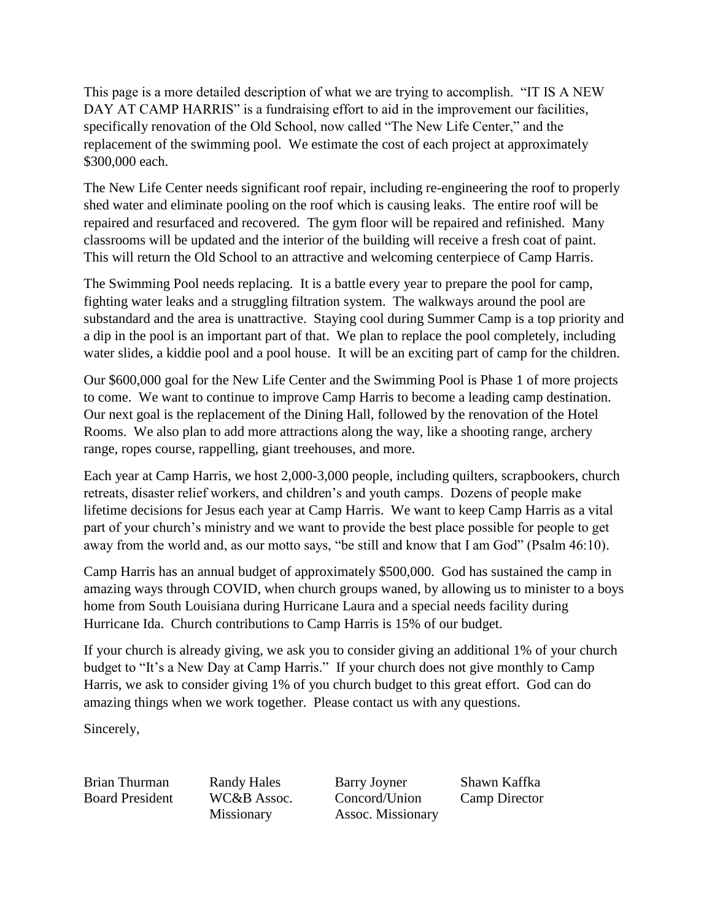This page is a more detailed description of what we are trying to accomplish. "IT IS A NEW DAY AT CAMP HARRIS" is a fundraising effort to aid in the improvement our facilities, specifically renovation of the Old School, now called "The New Life Center," and the replacement of the swimming pool. We estimate the cost of each project at approximately $300,000 each.

The New Life Center needs significant roof repair, including re-engineering the roof to properly shed water and eliminate pooling on the roof which is causing leaks. The entire roof will be repaired and resurfaced and recovered. The gym floor will be repaired and refinished. Many classrooms will be updated and the interior of the building will receive a fresh coat of paint. This will return the Old School to an attractive and welcoming centerpiece of Camp Harris.

The Swimming Pool needs replacing. It is a battle every year to prepare the pool for camp, fighting water leaks and a struggling filtration system. The walkways around the pool are substandard and the area is unattractive. Staying cool during Summer Camp is a top priority and a dip in the pool is an important part of that. We plan to replace the pool completely, including water slides, a kiddie pool and a pool house. It will be an exciting part of camp for the children.

Our $600,000 goal for the New Life Center and the Swimming Pool is Phase 1 of more projects to come. We want to continue to improve Camp Harris to become a leading camp destination. Our next goal is the replacement of the Dining Hall, followed by the renovation of the Hotel Rooms. We also plan to add more attractions along the way, like a shooting range, archery range, ropes course, rappelling, giant treehouses, and more.

Each year at Camp Harris, we host 2,000-3,000 people, including quilters, scrapbookers, church retreats, disaster relief workers, and children's and youth camps. Dozens of people make lifetime decisions for Jesus each year at Camp Harris. We want to keep Camp Harris as a vital part of your church's ministry and we want to provide the best place possible for people to get away from the world and, as our motto says, "be still and know that I am God" (Psalm 46:10).

Camp Harris has an annual budget of approximately $500,000. God has sustained the camp in amazing ways through COVID, when church groups waned, by allowing us to minister to a boys home from South Louisiana during Hurricane Laura and a special needs facility during Hurricane Ida. Church contributions to Camp Harris is 15% of our budget.

If your church is already giving, we ask you to consider giving an additional 1% of your church budget to "It's a New Day at Camp Harris." If your church does not give monthly to Camp Harris, we ask to consider giving 1% of you church budget to this great effort. God can do amazing things when we work together. Please contact us with any questions.

Sincerely,

Brian Thurman
Board President

Randy Hales
WC&B Assoc. Missionary

Barry Joyner
Concord/Union Assoc. Missionary

Shawn Kaffka
Camp Director